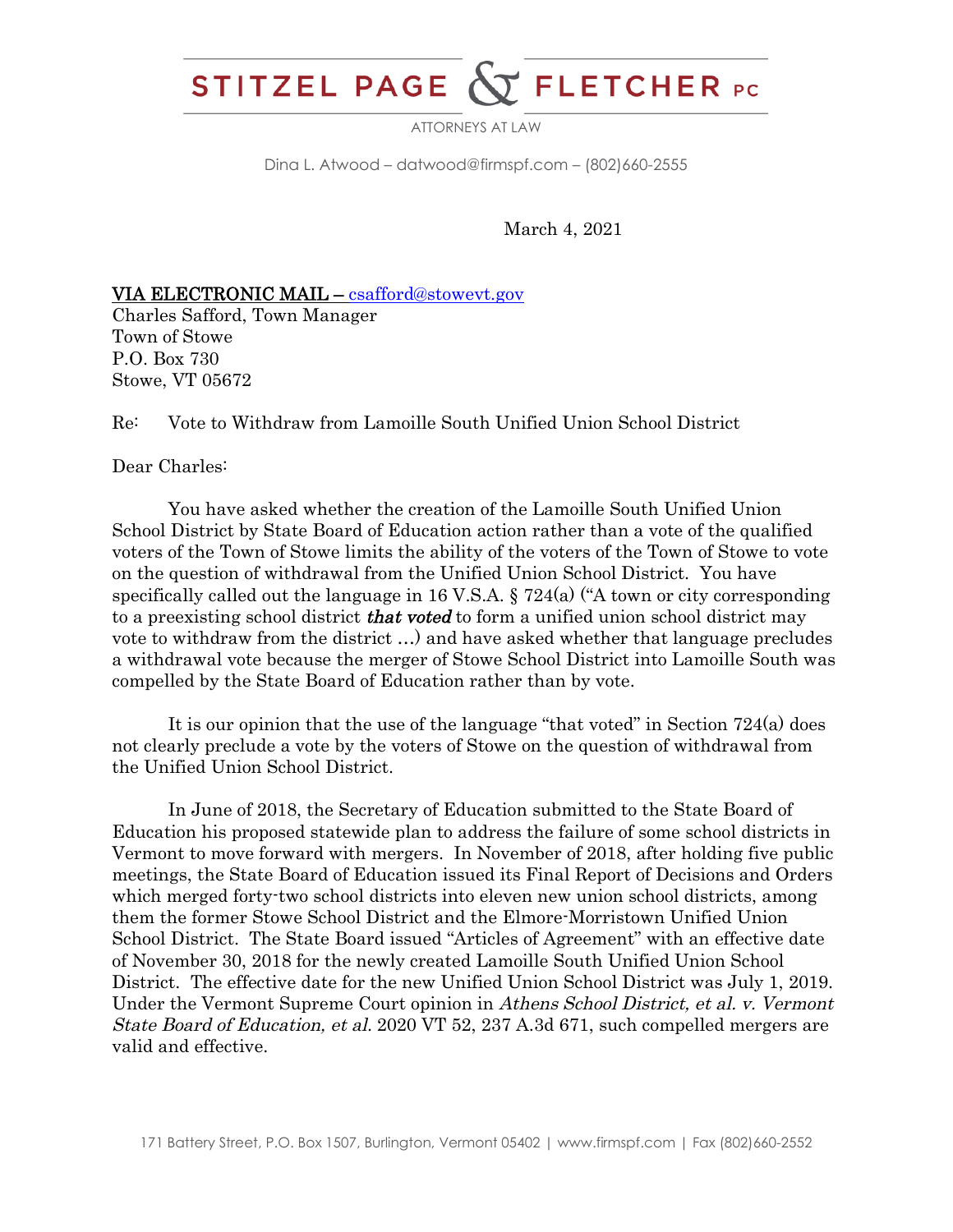# STITZEL PAGE & FLETCHER PC

ATTORNEYS AT LAW

Dina L. Atwood – datwood@firmspf.com – (802)660-2555

March 4, 2021

VIA ELECTRONIC MAIL – csafford@stowevt.gov
Charles Safford, Town Manager
Town of Stowe
P.O. Box 730
Stowe, VT 05672

Re: Vote to Withdraw from Lamoille South Unified Union School District

Dear Charles:

You have asked whether the creation of the Lamoille South Unified Union School District by State Board of Education action rather than a vote of the qualified voters of the Town of Stowe limits the ability of the voters of the Town of Stowe to vote on the question of withdrawal from the Unified Union School District. You have specifically called out the language in 16 V.S.A. § 724(a) ("A town or city corresponding to a preexisting school district ***that voted*** to form a unified union school district may vote to withdraw from the district …) and have asked whether that language precludes a withdrawal vote because the merger of Stowe School District into Lamoille South was compelled by the State Board of Education rather than by vote.

It is our opinion that the use of the language "that voted" in Section 724(a) does not clearly preclude a vote by the voters of Stowe on the question of withdrawal from the Unified Union School District.

In June of 2018, the Secretary of Education submitted to the State Board of Education his proposed statewide plan to address the failure of some school districts in Vermont to move forward with mergers. In November of 2018, after holding five public meetings, the State Board of Education issued its Final Report of Decisions and Orders which merged forty-two school districts into eleven new union school districts, among them the former Stowe School District and the Elmore-Morristown Unified Union School District. The State Board issued "Articles of Agreement" with an effective date of November 30, 2018 for the newly created Lamoille South Unified Union School District. The effective date for the new Unified Union School District was July 1, 2019. Under the Vermont Supreme Court opinion in *Athens School District, et al. v. Vermont State Board of Education, et al.* 2020 VT 52, 237 A.3d 671, such compelled mergers are valid and effective.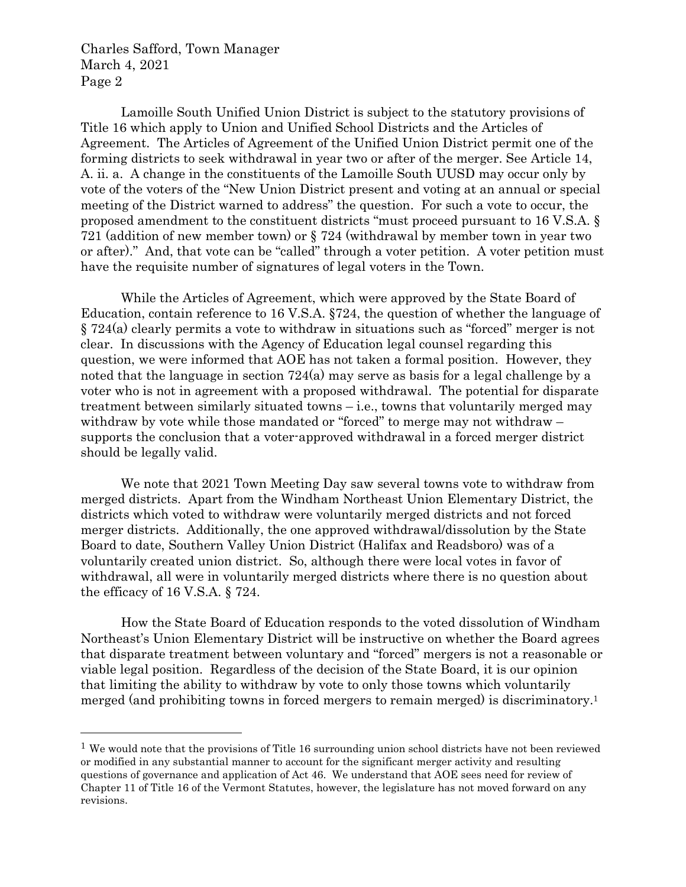Lamoille South Unified Union District is subject to the statutory provisions of Title 16 which apply to Union and Unified School Districts and the Articles of Agreement. The Articles of Agreement of the Unified Union District permit one of the forming districts to seek withdrawal in year two or after of the merger. See Article 14, A. ii. a. A change in the constituents of the Lamoille South UUSD may occur only by vote of the voters of the "New Union District present and voting at an annual or special meeting of the District warned to address" the question. For such a vote to occur, the proposed amendment to the constituent districts "must proceed pursuant to 16 V.S.A. § 721 (addition of new member town) or § 724 (withdrawal by member town in year two or after)." And, that vote can be "called" through a voter petition. A voter petition must have the requisite number of signatures of legal voters in the Town.

While the Articles of Agreement, which were approved by the State Board of Education, contain reference to 16 V.S.A. §724, the question of whether the language of § 724(a) clearly permits a vote to withdraw in situations such as "forced" merger is not clear. In discussions with the Agency of Education legal counsel regarding this question, we were informed that AOE has not taken a formal position. However, they noted that the language in section 724(a) may serve as basis for a legal challenge by a voter who is not in agreement with a proposed withdrawal. The potential for disparate treatment between similarly situated towns – i.e., towns that voluntarily merged may withdraw by vote while those mandated or "forced" to merge may not withdraw – supports the conclusion that a voter-approved withdrawal in a forced merger district should be legally valid.

We note that 2021 Town Meeting Day saw several towns vote to withdraw from merged districts. Apart from the Windham Northeast Union Elementary District, the districts which voted to withdraw were voluntarily merged districts and not forced merger districts. Additionally, the one approved withdrawal/dissolution by the State Board to date, Southern Valley Union District (Halifax and Readsboro) was of a voluntarily created union district. So, although there were local votes in favor of withdrawal, all were in voluntarily merged districts where there is no question about the efficacy of 16 V.S.A. § 724.

How the State Board of Education responds to the voted dissolution of Windham Northeast's Union Elementary District will be instructive on whether the Board agrees that disparate treatment between voluntary and "forced" mergers is not a reasonable or viable legal position. Regardless of the decision of the State Board, it is our opinion that limiting the ability to withdraw by vote to only those towns which voluntarily merged (and prohibiting towns in forced mergers to remain merged) is discriminatory.[1]

---

[1] We would note that the provisions of Title 16 surrounding union school districts have not been reviewed or modified in any substantial manner to account for the significant merger activity and resulting questions of governance and application of Act 46. We understand that AOE sees need for review of Chapter 11 of Title 16 of the Vermont Statutes, however, the legislature has not moved forward on any revisions.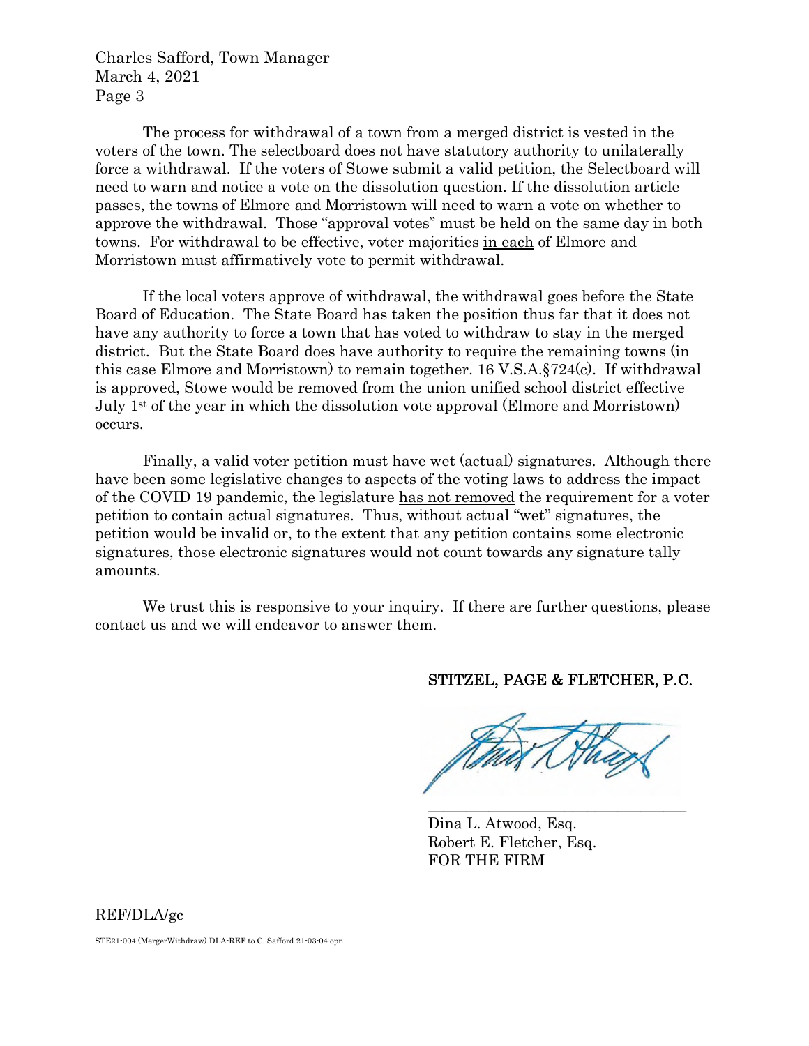The process for withdrawal of a town from a merged district is vested in the voters of the town. The selectboard does not have statutory authority to unilaterally force a withdrawal. If the voters of Stowe submit a valid petition, the Selectboard will need to warn and notice a vote on the dissolution question. If the dissolution article passes, the towns of Elmore and Morristown will need to warn a vote on whether to approve the withdrawal. Those "approval votes" must be held on the same day in both towns. For withdrawal to be effective, voter majorities <u>in each</u> of Elmore and Morristown must affirmatively vote to permit withdrawal.

If the local voters approve of withdrawal, the withdrawal goes before the State Board of Education. The State Board has taken the position thus far that it does not have any authority to force a town that has voted to withdraw to stay in the merged district. But the State Board does have authority to require the remaining towns (in this case Elmore and Morristown) to remain together. 16 V.S.A.§724(c). If withdrawal is approved, Stowe would be removed from the union unified school district effective July 1st of the year in which the dissolution vote approval (Elmore and Morristown) occurs.

Finally, a valid voter petition must have wet (actual) signatures. Although there have been some legislative changes to aspects of the voting laws to address the impact of the COVID 19 pandemic, the legislature <u>has not removed</u> the requirement for a voter petition to contain actual signatures. Thus, without actual "wet" signatures, the petition would be invalid or, to the extent that any petition contains some electronic signatures, those electronic signatures would not count towards any signature tally amounts.

We trust this is responsive to your inquiry. If there are further questions, please contact us and we will endeavor to answer them.

STITZEL, PAGE & FLETCHER, P.C.

\_\_\_\_\_\_\_\_\_\_\_\_\_\_\_\_\_\_\_\_\_\_\_\_\_\_\_\_\_\_\_\_\_\_

Dina L. Atwood, Esq.
Robert E. Fletcher, Esq.
FOR THE FIRM

REF/DLA/gc

STE21-004 (MergerWithdraw) DLA-REF to C. Safford 21-03-04 opn